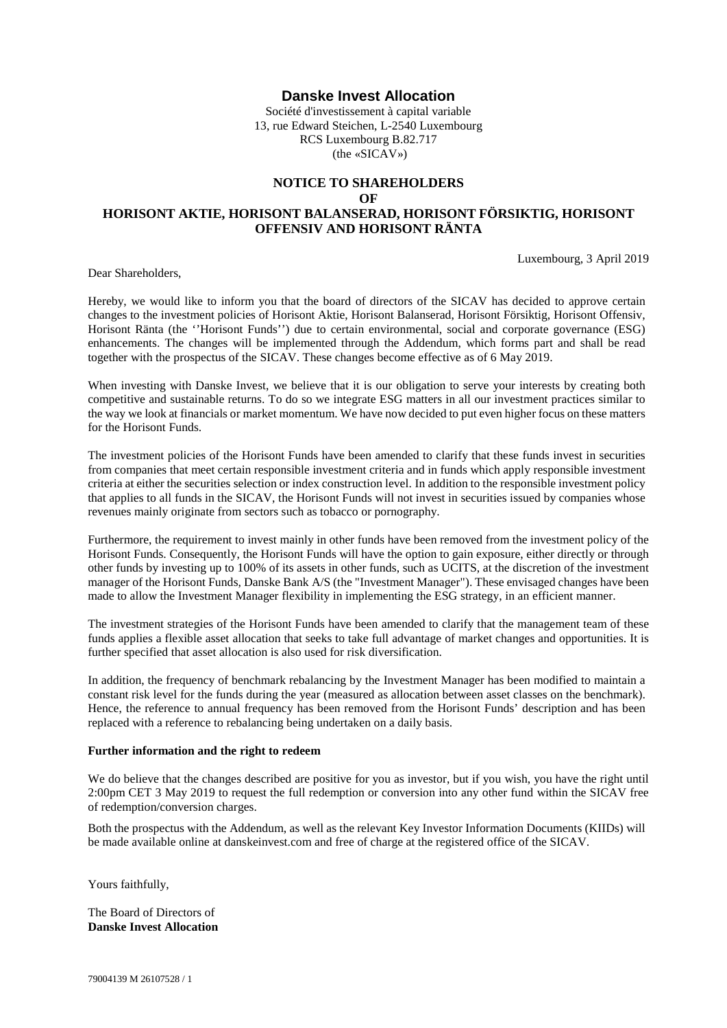# Danske Invest Allocation

Société d'investissement à capital variable
13, rue Edward Steichen, L-2540 Luxembourg
RCS Luxembourg B.82.717
(the «SICAV»)

## NOTICE TO SHAREHOLDERS
## OF
## HORISONT AKTIE, HORISONT BALANSERAD, HORISONT FÖRSIKTIG, HORISONT OFFENSIV AND HORISONT RÄNTA

Luxembourg, 3 April 2019

Dear Shareholders,

Hereby, we would like to inform you that the board of directors of the SICAV has decided to approve certain changes to the investment policies of Horisont Aktie, Horisont Balanserad, Horisont Försiktig, Horisont Offensiv, Horisont Ränta (the ''Horisont Funds'') due to certain environmental, social and corporate governance (ESG) enhancements. The changes will be implemented through the Addendum, which forms part and shall be read together with the prospectus of the SICAV. These changes become effective as of 6 May 2019.

When investing with Danske Invest, we believe that it is our obligation to serve your interests by creating both competitive and sustainable returns. To do so we integrate ESG matters in all our investment practices similar to the way we look at financials or market momentum. We have now decided to put even higher focus on these matters for the Horisont Funds.

The investment policies of the Horisont Funds have been amended to clarify that these funds invest in securities from companies that meet certain responsible investment criteria and in funds which apply responsible investment criteria at either the securities selection or index construction level. In addition to the responsible investment policy that applies to all funds in the SICAV, the Horisont Funds will not invest in securities issued by companies whose revenues mainly originate from sectors such as tobacco or pornography.

Furthermore, the requirement to invest mainly in other funds have been removed from the investment policy of the Horisont Funds. Consequently, the Horisont Funds will have the option to gain exposure, either directly or through other funds by investing up to 100% of its assets in other funds, such as UCITS, at the discretion of the investment manager of the Horisont Funds, Danske Bank A/S (the "Investment Manager"). These envisaged changes have been made to allow the Investment Manager flexibility in implementing the ESG strategy, in an efficient manner.

The investment strategies of the Horisont Funds have been amended to clarify that the management team of these funds applies a flexible asset allocation that seeks to take full advantage of market changes and opportunities. It is further specified that asset allocation is also used for risk diversification.

In addition, the frequency of benchmark rebalancing by the Investment Manager has been modified to maintain a constant risk level for the funds during the year (measured as allocation between asset classes on the benchmark). Hence, the reference to annual frequency has been removed from the Horisont Funds' description and has been replaced with a reference to rebalancing being undertaken on a daily basis.

**Further information and the right to redeem**

We do believe that the changes described are positive for you as investor, but if you wish, you have the right until 2:00pm CET 3 May 2019 to request the full redemption or conversion into any other fund within the SICAV free of redemption/conversion charges.

Both the prospectus with the Addendum, as well as the relevant Key Investor Information Documents (KIIDs) will be made available online at danskeinvest.com and free of charge at the registered office of the SICAV.

Yours faithfully,

The Board of Directors of
**Danske Invest Allocation**

79004139 M 26107528 / 1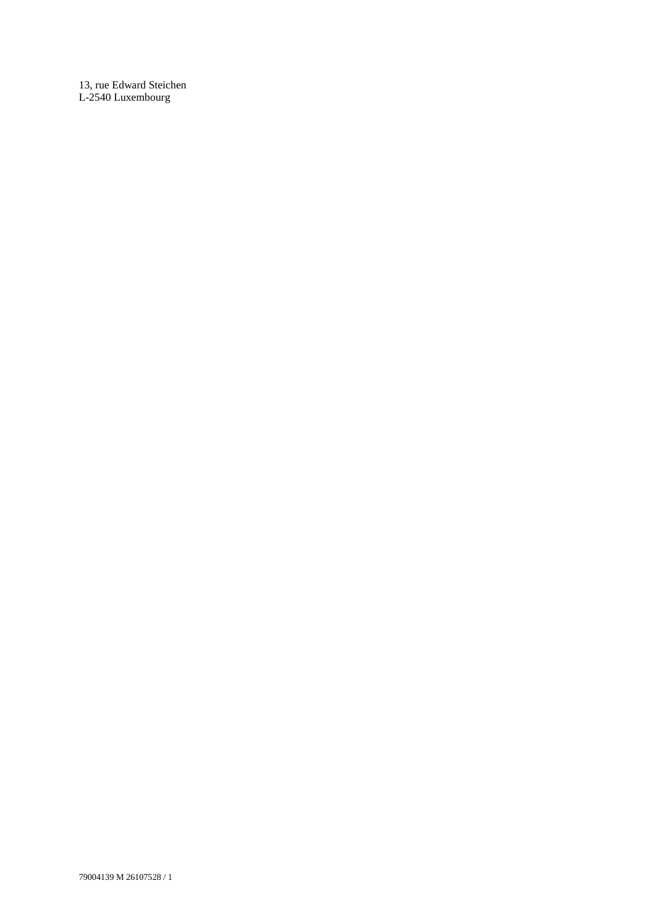13, rue Edward Steichen
L-2540 Luxembourg